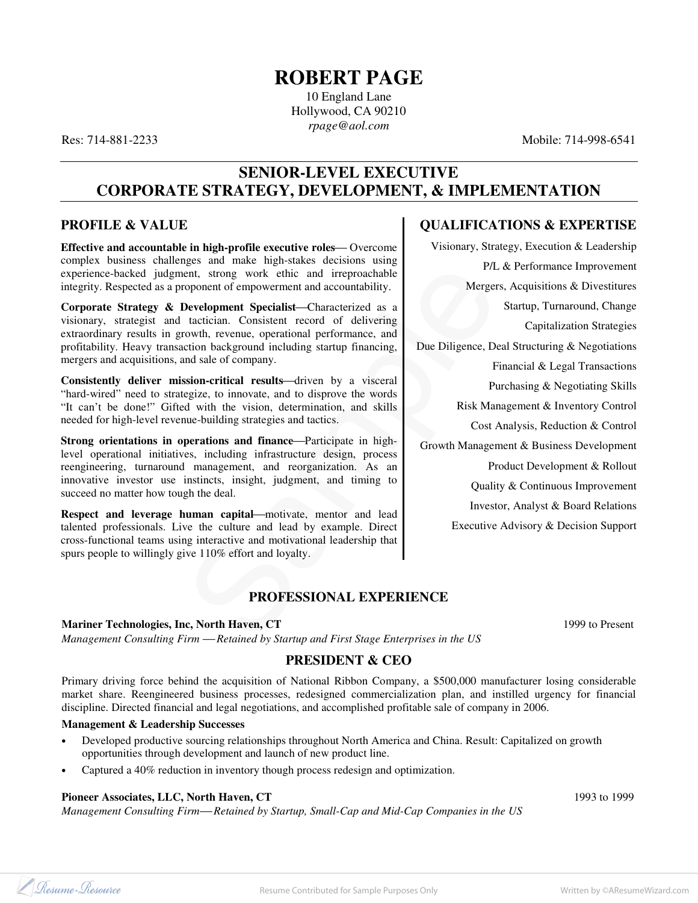# ROBERT PAGE

10 England Lane
Hollywood, CA 90210
*rpage@aol.com*

Res: 714-881-2233 Mobile: 714-998-6541

## SENIOR-LEVEL EXECUTIVE
## CORPORATE STRATEGY, DEVELOPMENT, & IMPLEMENTATION

### PROFILE & VALUE

**Effective and accountable in high-profile executive roles**— Overcome complex business challenges and make high-stakes decisions using experience-backed judgment, strong work ethic and irreproachable integrity. Respected as a proponent of empowerment and accountability.

**Corporate Strategy & Development Specialist**—Characterized as a visionary, strategist and tactician. Consistent record of delivering extraordinary results in growth, revenue, operational performance, and profitability. Heavy transaction background including startup financing, mergers and acquisitions, and sale of company.

**Consistently deliver mission-critical results**—driven by a visceral "hard-wired" need to strategize, to innovate, and to disprove the words "It can't be done!" Gifted with the vision, determination, and skills needed for high-level revenue-building strategies and tactics.

**Strong orientations in operations and finance**—Participate in high-level operational initiatives, including infrastructure design, process reengineering, turnaround management, and reorganization. As an innovative investor use instincts, insight, judgment, and timing to succeed no matter how tough the deal.

**Respect and leverage human capital**—motivate, mentor and lead talented professionals. Live the culture and lead by example. Direct cross-functional teams using interactive and motivational leadership that spurs people to willingly give 110% effort and loyalty.

### QUALIFICATIONS & EXPERTISE

- Visionary, Strategy, Execution & Leadership
- P/L & Performance Improvement
- Mergers, Acquisitions & Divestitures
- Startup, Turnaround, Change
- Capitalization Strategies
- Due Diligence, Deal Structuring & Negotiations
- Financial & Legal Transactions
- Purchasing & Negotiating Skills
- Risk Management & Inventory Control
- Cost Analysis, Reduction & Control
- Growth Management & Business Development
- Product Development & Rollout
- Quality & Continuous Improvement
- Investor, Analyst & Board Relations
- Executive Advisory & Decision Support

## PROFESSIONAL EXPERIENCE

**Mariner Technologies, Inc, North Haven, CT** 1999 to Present
*Management Consulting Firm — Retained by Startup and First Stage Enterprises in the US*

### PRESIDENT & CEO

Primary driving force behind the acquisition of National Ribbon Company, a $500,000 manufacturer losing considerable market share. Reengineered business processes, redesigned commercialization plan, and instilled urgency for financial discipline. Directed financial and legal negotiations, and accomplished profitable sale of company in 2006.

**Management & Leadership Successes**

- Developed productive sourcing relationships throughout North America and China. Result: Capitalized on growth opportunities through development and launch of new product line.
- Captured a 40% reduction in inventory though process redesign and optimization.

**Pioneer Associates, LLC, North Haven, CT** 1993 to 1999
*Management Consulting Firm— Retained by Startup, Small-Cap and Mid-Cap Companies in the US*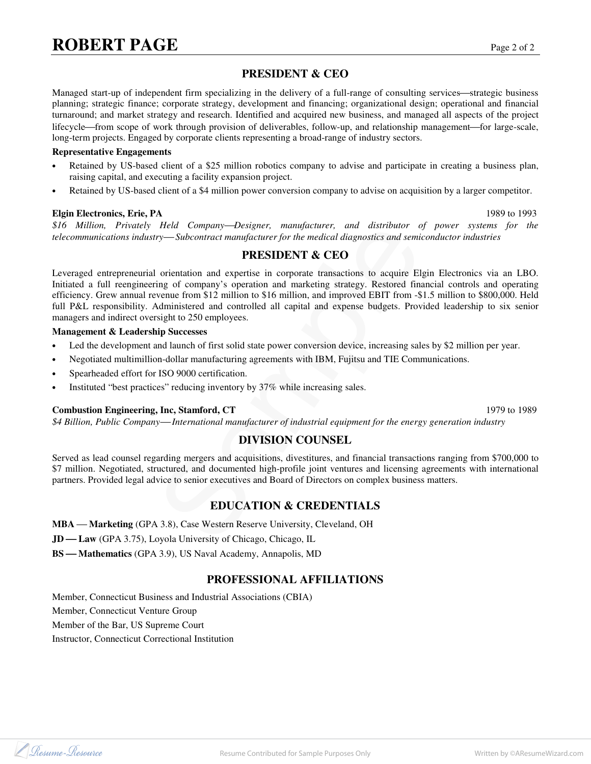## PRESIDENT & CEO

Managed start-up of independent firm specializing in the delivery of a full-range of consulting services—strategic business planning; strategic finance; corporate strategy, development and financing; organizational design; operational and financial turnaround; and market strategy and research. Identified and acquired new business, and managed all aspects of the project lifecycle—from scope of work through provision of deliverables, follow-up, and relationship management—for large-scale, long-term projects. Engaged by corporate clients representing a broad-range of industry sectors.

**Representative Engagements**

- Retained by US-based client of a $25 million robotics company to advise and participate in creating a business plan, raising capital, and executing a facility expansion project.
- Retained by US-based client of a $4 million power conversion company to advise on acquisition by a larger competitor.

**Elgin Electronics, Erie, PA** — 1989 to 1993

*$16 Million, Privately Held Company—Designer, manufacturer, and distributor of power systems for the telecommunications industry—Subcontract manufacturer for the medical diagnostics and semiconductor industries*

## PRESIDENT & CEO

Leveraged entrepreneurial orientation and expertise in corporate transactions to acquire Elgin Electronics via an LBO. Initiated a full reengineering of company's operation and marketing strategy. Restored financial controls and operating efficiency. Grew annual revenue from $12 million to $16 million, and improved EBIT from -$1.5 million to $800,000. Held full P&L responsibility. Administered and controlled all capital and expense budgets. Provided leadership to six senior managers and indirect oversight to 250 employees.

**Management & Leadership Successes**

- Led the development and launch of first solid state power conversion device, increasing sales by $2 million per year.
- Negotiated multimillion-dollar manufacturing agreements with IBM, Fujitsu and TIE Communications.
- Spearheaded effort for ISO 9000 certification.
- Instituted "best practices" reducing inventory by 37% while increasing sales.

**Combustion Engineering, Inc, Stamford, CT** — 1979 to 1989

*$4 Billion, Public Company—International manufacturer of industrial equipment for the energy generation industry*

## DIVISION COUNSEL

Served as lead counsel regarding mergers and acquisitions, divestitures, and financial transactions ranging from $700,000 to $7 million. Negotiated, structured, and documented high-profile joint ventures and licensing agreements with international partners. Provided legal advice to senior executives and Board of Directors on complex business matters.

## EDUCATION & CREDENTIALS

**MBA — Marketing** (GPA 3.8), Case Western Reserve University, Cleveland, OH

**JD — Law** (GPA 3.75), Loyola University of Chicago, Chicago, IL

**BS — Mathematics** (GPA 3.9), US Naval Academy, Annapolis, MD

## PROFESSIONAL AFFILIATIONS

Member, Connecticut Business and Industrial Associations (CBIA)

Member, Connecticut Venture Group

Member of the Bar, US Supreme Court

Instructor, Connecticut Correctional Institution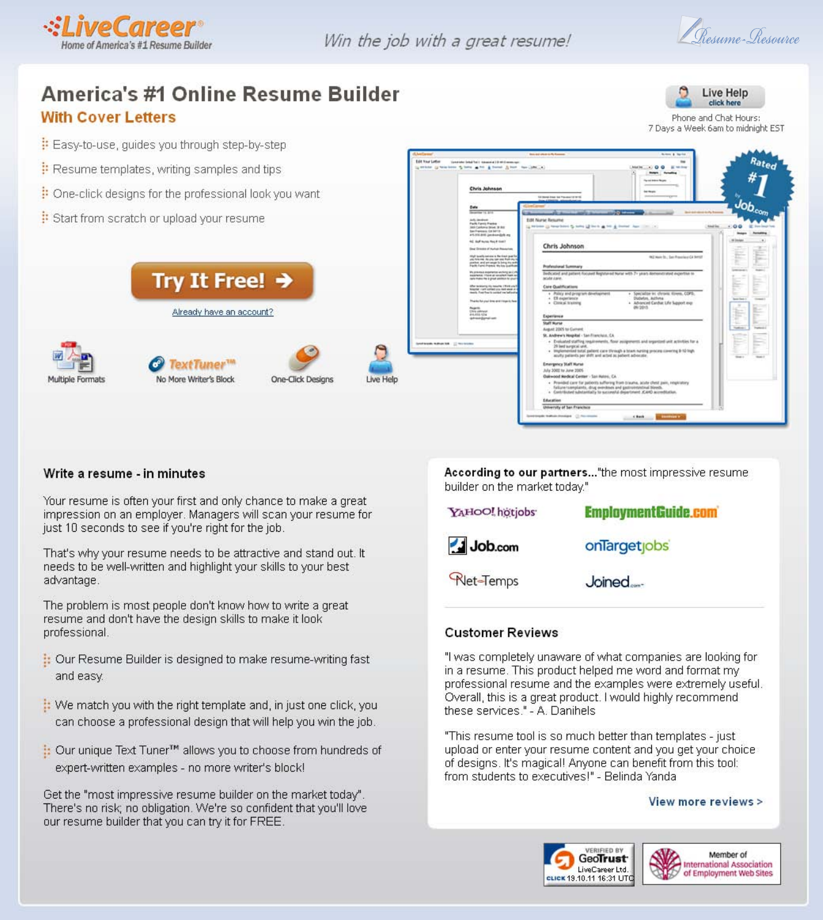LiveCareer®
Home of America's #1 Resume Builder

Win the job with a great resume!

Resume-Resource

# America's #1 Online Resume Builder

## With Cover Letters

- Easy-to-use, guides you through step-by-step
- Resume templates, writing samples and tips
- One-click designs for the professional look you want
- Start from scratch or upload your resume

**Try It Free! →**

Already have an account?

Multiple Formats | TextTuner™ No More Writer's Block | One-Click Designs | Live Help

Live Help click here

Phone and Chat Hours:
7 Days a Week 6am to midnight EST

Rated #1 by Job.com

### Write a resume - in minutes

Your resume is often your first and only chance to make a great impression on an employer. Managers will scan your resume for just 10 seconds to see if you're right for the job.

That's why your resume needs to be attractive and stand out. It needs to be well-written and highlight your skills to your best advantage.

The problem is most people don't know how to write a great resume and don't have the design skills to make it look professional.

- Our Resume Builder is designed to make resume-writing fast and easy.
- We match you with the right template and, in just one click, you can choose a professional design that will help you win the job.
- Our unique Text Tuner™ allows you to choose from hundreds of expert-written examples - no more writer's block!

Get the "most impressive resume builder on the market today". There's no risk; no obligation. We're so confident that you'll love our resume builder that you can try it for FREE.

**According to our partners...**"the most impressive resume builder on the market today."

YAHOO! hotjobs | EmploymentGuide.com | Job.com | onTargetjobs | Net-Temps | Joined.com

### Customer Reviews

"I was completely unaware of what companies are looking for in a resume. This product helped me word and format my professional resume and the examples were extremely useful. Overall, this is a great product. I would highly recommend these services." - A. Danihels

"This resume tool is so much better than templates - just upload or enter your resume content and you get your choice of designs. It's magical! Anyone can benefit from this tool: from students to executives!" - Belinda Yanda

View more reviews >

VERIFIED BY GeoTrust LiveCareer Ltd. CLICK 19.10.11 16:31 UTC

Member of International Association of Employment Web Sites